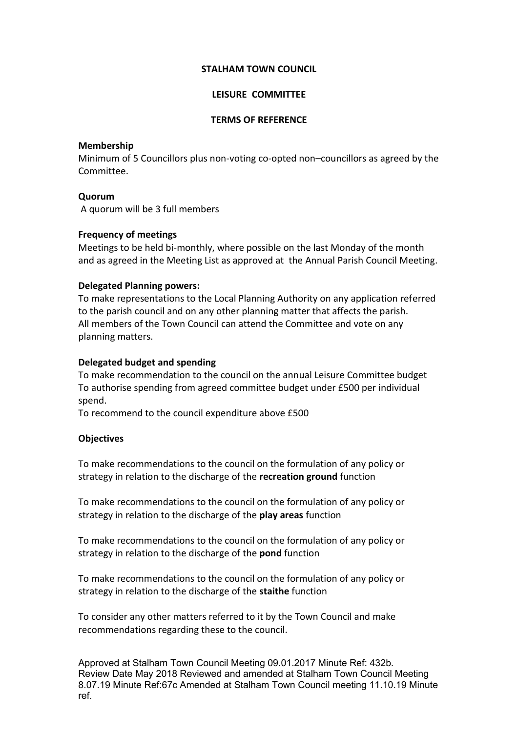# STALHAM TOWN COUNCIL

## LEISURE COMMITTEE

## TERMS OF REFERENCE

**Membership**

Minimum of 5 Councillors plus non-voting co-opted non–councillors as agreed by the Committee.

**Quorum**

A quorum will be 3 full members

**Frequency of meetings**

Meetings to be held bi-monthly, where possible on the last Monday of the month and as agreed in the Meeting List as approved at the Annual Parish Council Meeting.

**Delegated Planning powers:**

To make representations to the Local Planning Authority on any application referred to the parish council and on any other planning matter that affects the parish.
All members of the Town Council can attend the Committee and vote on any planning matters.

**Delegated budget and spending**

To make recommendation to the council on the annual Leisure Committee budget
To authorise spending from agreed committee budget under £500 per individual spend.
To recommend to the council expenditure above £500

**Objectives**

To make recommendations to the council on the formulation of any policy or strategy in relation to the discharge of the **recreation ground** function

To make recommendations to the council on the formulation of any policy or strategy in relation to the discharge of the **play areas** function

To make recommendations to the council on the formulation of any policy or strategy in relation to the discharge of the **pond** function

To make recommendations to the council on the formulation of any policy or strategy in relation to the discharge of the **staithe** function

To consider any other matters referred to it by the Town Council and make recommendations regarding these to the council.

Approved at Stalham Town Council Meeting 09.01.2017 Minute Ref: 432b. Review Date May 2018 Reviewed and amended at Stalham Town Council Meeting 8.07.19 Minute Ref:67c Amended at Stalham Town Council meeting 11.10.19 Minute ref.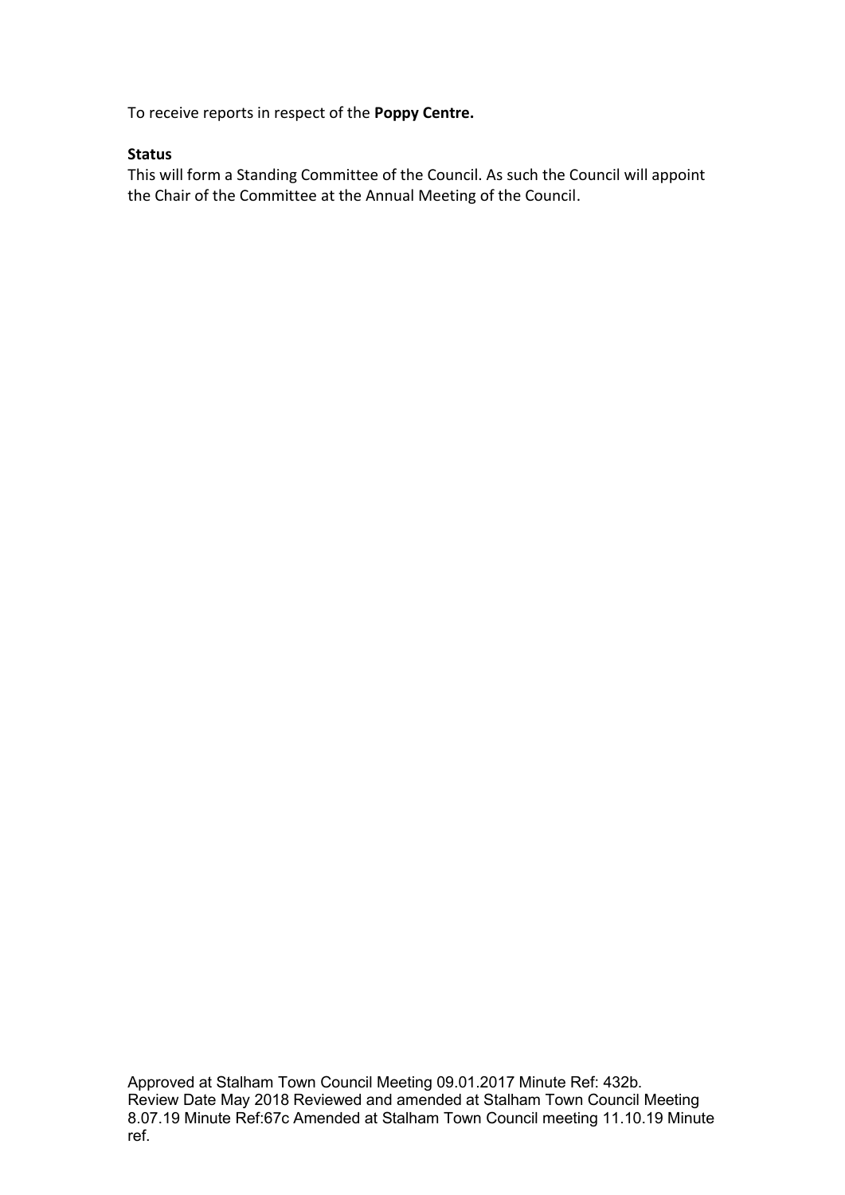To receive reports in respect of the **Poppy Centre.**

**Status**

This will form a Standing Committee of the Council. As such the Council will appoint the Chair of the Committee at the Annual Meeting of the Council.

Approved at Stalham Town Council Meeting 09.01.2017 Minute Ref: 432b. Review Date May 2018 Reviewed and amended at Stalham Town Council Meeting 8.07.19 Minute Ref:67c Amended at Stalham Town Council meeting 11.10.19 Minute ref.